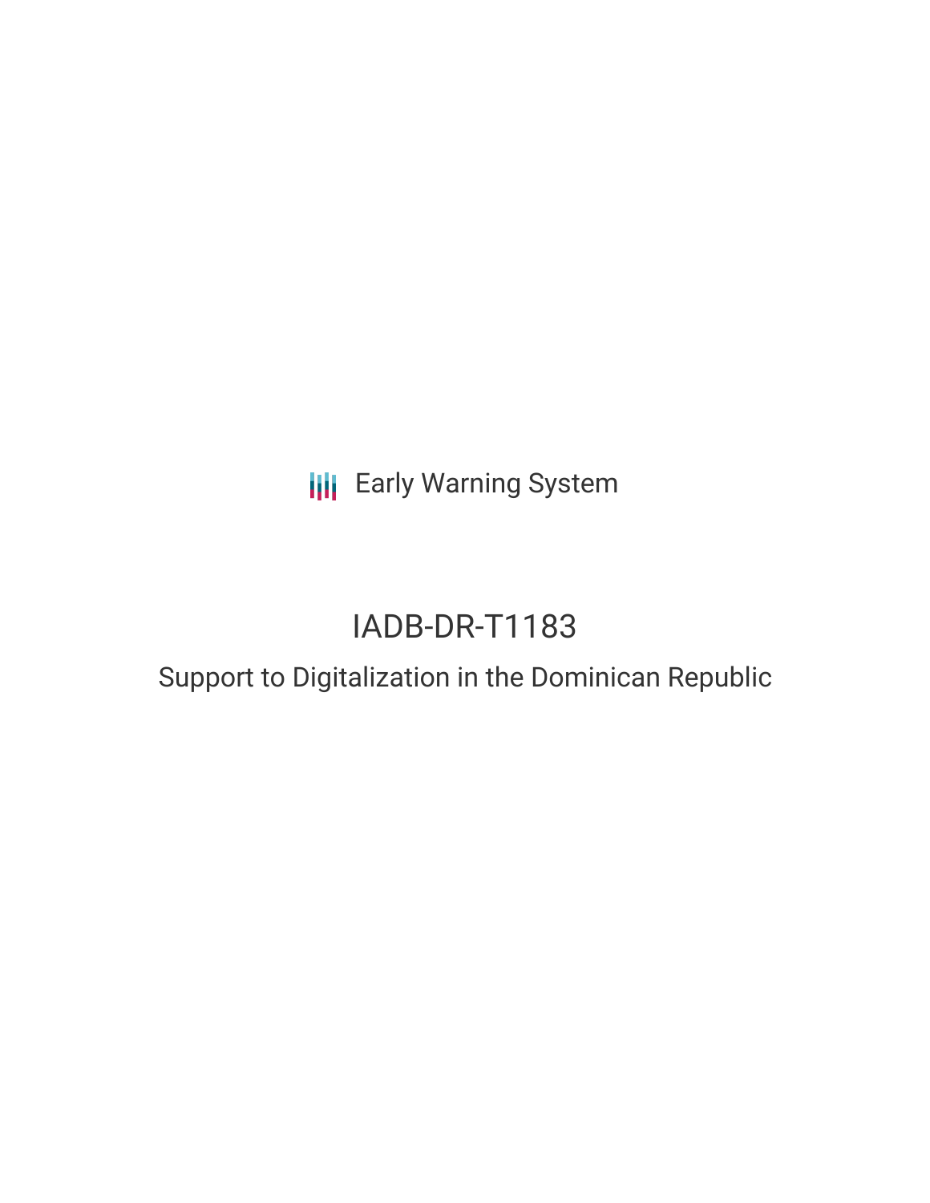Early Warning System

# IADB-DR-T1183

## Support to Digitalization in the Dominican Republic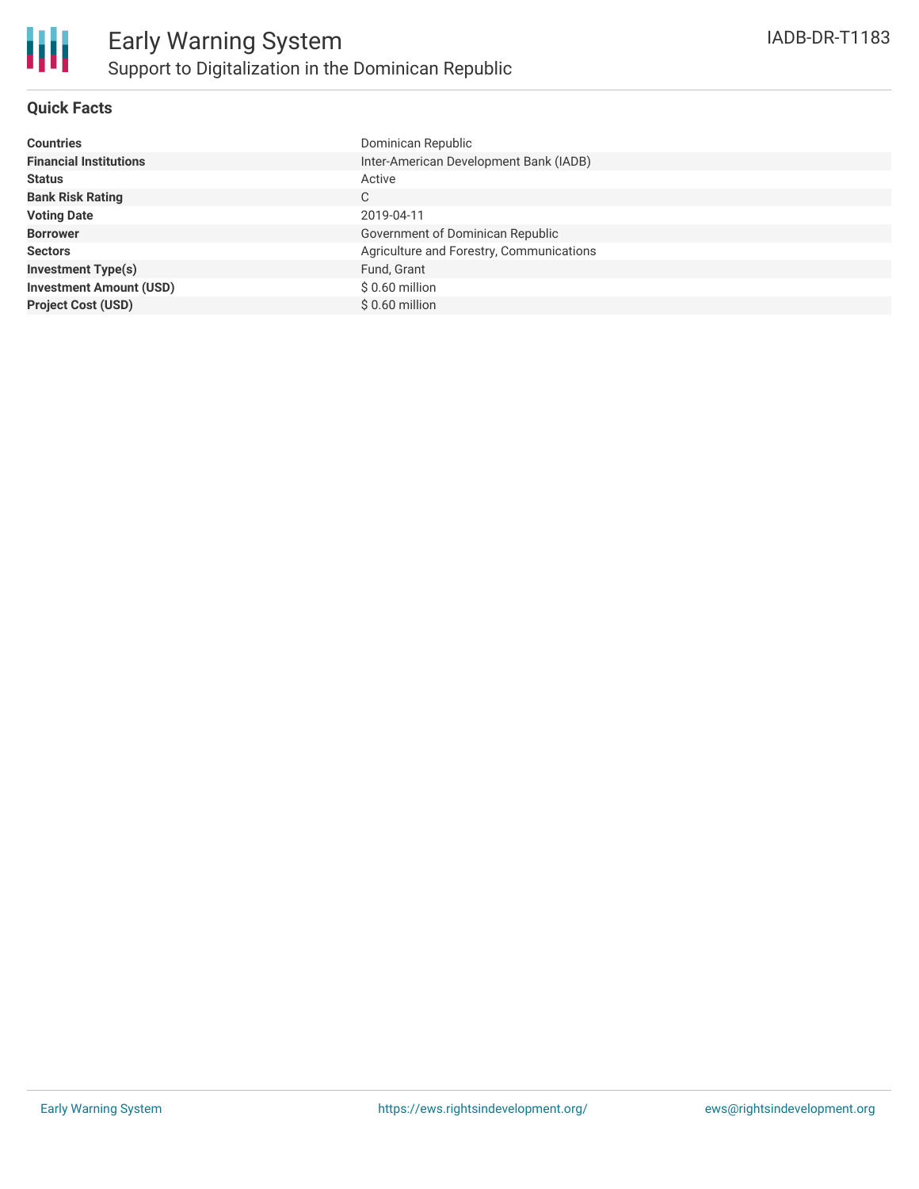# Early Warning System

## Support to Digitalization in the Dominican Republic

IADB-DR-T1183

### Quick Facts

| | |
|---|---|
| **Countries** | Dominican Republic |
| **Financial Institutions** | Inter-American Development Bank (IADB) |
| **Status** | Active |
| **Bank Risk Rating** | C |
| **Voting Date** | 2019-04-11 |
| **Borrower** | Government of Dominican Republic |
| **Sectors** | Agriculture and Forestry, Communications |
| **Investment Type(s)** | Fund, Grant |
| **Investment Amount (USD)** | $ 0.60 million |
| **Project Cost (USD)** | $ 0.60 million |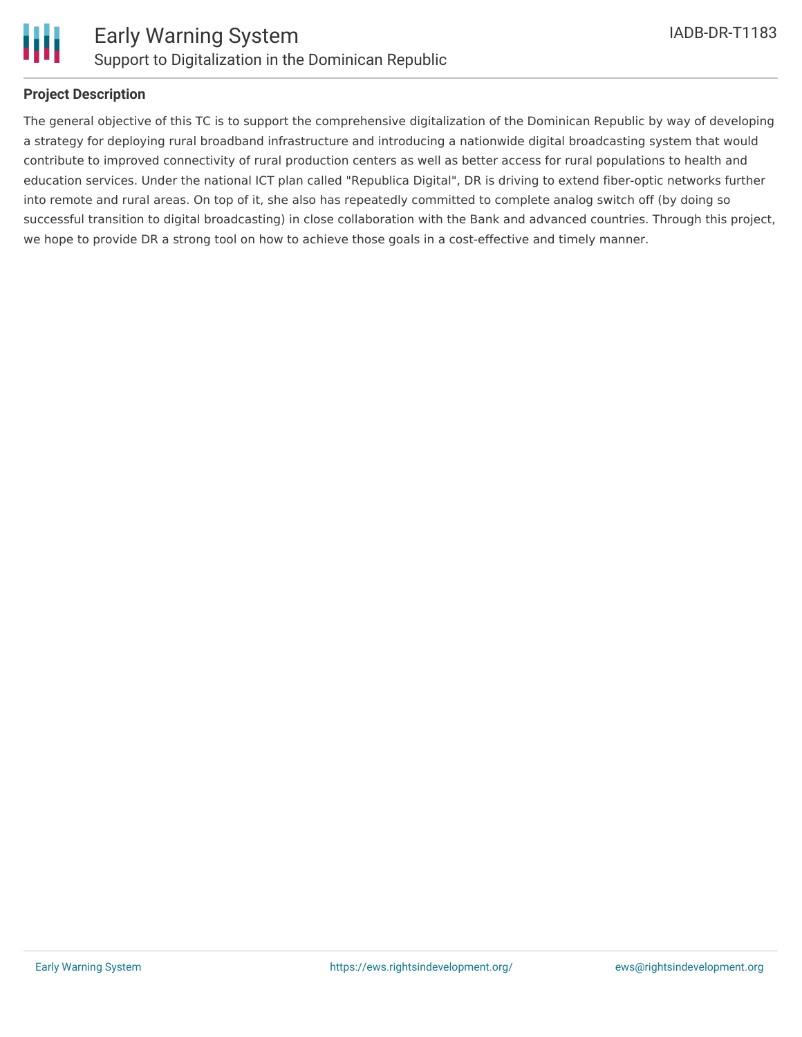## Project Description

The general objective of this TC is to support the comprehensive digitalization of the Dominican Republic by way of developing a strategy for deploying rural broadband infrastructure and introducing a nationwide digital broadcasting system that would contribute to improved connectivity of rural production centers as well as better access for rural populations to health and education services. Under the national ICT plan called "Republica Digital", DR is driving to extend fiber-optic networks further into remote and rural areas. On top of it, she also has repeatedly committed to complete analog switch off (by doing so successful transition to digital broadcasting) in close collaboration with the Bank and advanced countries. Through this project, we hope to provide DR a strong tool on how to achieve those goals in a cost-effective and timely manner.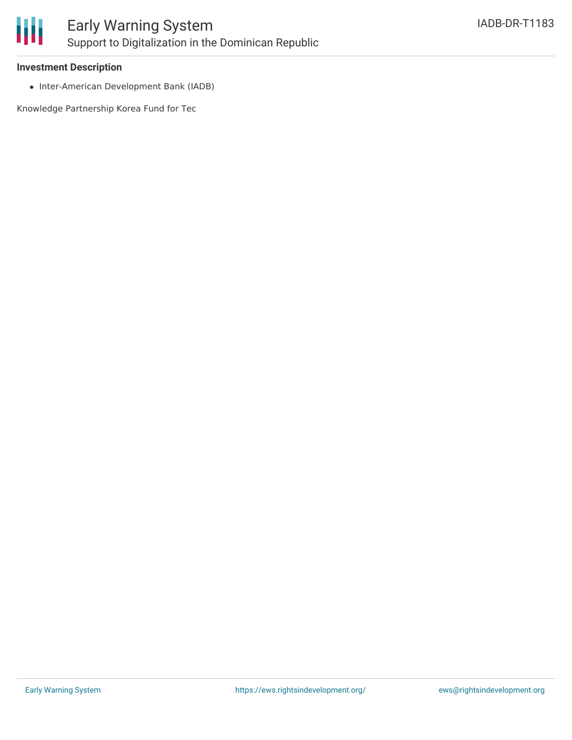**Investment Description**

- Inter-American Development Bank (IADB)

Knowledge Partnership Korea Fund for Tec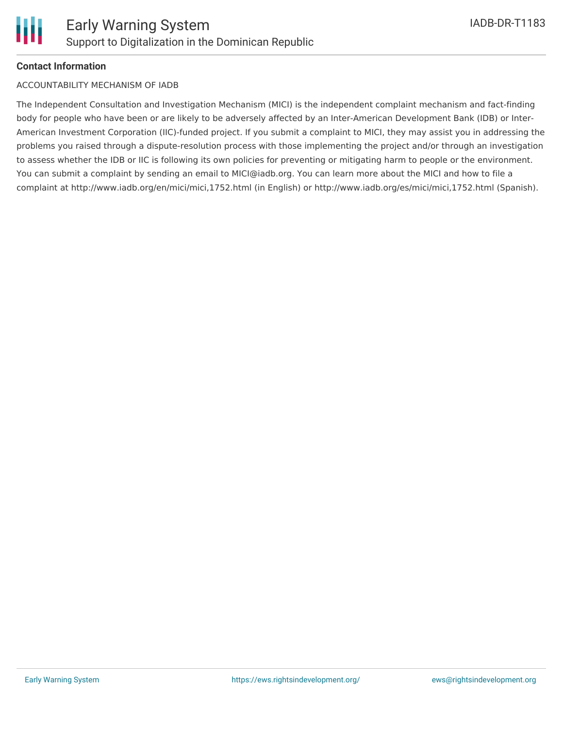**Contact Information**

ACCOUNTABILITY MECHANISM OF IADB

The Independent Consultation and Investigation Mechanism (MICI) is the independent complaint mechanism and fact-finding body for people who have been or are likely to be adversely affected by an Inter-American Development Bank (IDB) or Inter-American Investment Corporation (IIC)-funded project. If you submit a complaint to MICI, they may assist you in addressing the problems you raised through a dispute-resolution process with those implementing the project and/or through an investigation to assess whether the IDB or IIC is following its own policies for preventing or mitigating harm to people or the environment. You can submit a complaint by sending an email to MICI@iadb.org. You can learn more about the MICI and how to file a complaint at http://www.iadb.org/en/mici/mici,1752.html (in English) or http://www.iadb.org/es/mici/mici,1752.html (Spanish).